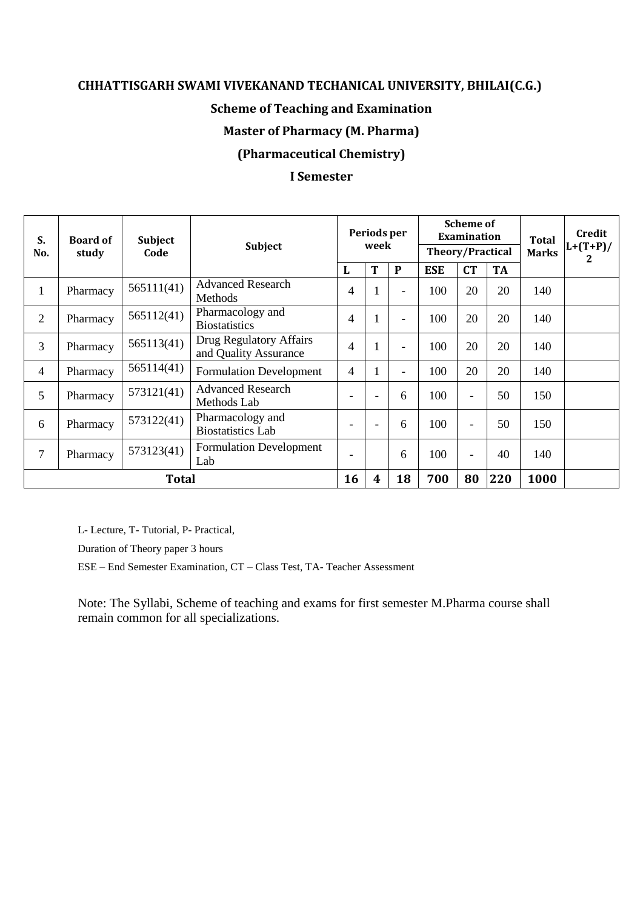**CHHATTISGARH SWAMI VIVEKANAND TECHANICAL UNIVERSITY, BHILAI(C.G.)**

**Scheme of Teaching and Examination**

**Master of Pharmacy (M. Pharma)**

**(Pharmaceutical Chemistry)**

**I Semester**

| S. No. | Board of study | Subject Code | Subject | Periods per week | | | Scheme of Examination Theory/Practical | | | Total Marks | Credit L+(T+P)/2 |
|---|---|---|---|---|---|---|---|---|---|---|---|
| | | | | L | T | P | ESE | CT | TA | | |
| 1 | Pharmacy | 565111(41) | Advanced Research Methods | 4 | 1 | - | 100 | 20 | 20 | 140 | |
| 2 | Pharmacy | 565112(41) | Pharmacology and Biostatistics | 4 | 1 | - | 100 | 20 | 20 | 140 | |
| 3 | Pharmacy | 565113(41) | Drug Regulatory Affairs and Quality Assurance | 4 | 1 | - | 100 | 20 | 20 | 140 | |
| 4 | Pharmacy | 565114(41) | Formulation Development | 4 | 1 | - | 100 | 20 | 20 | 140 | |
| 5 | Pharmacy | 573121(41) | Advanced Research Methods Lab | - | - | 6 | 100 | - | 50 | 150 | |
| 6 | Pharmacy | 573122(41) | Pharmacology and Biostatistics Lab | - | - | 6 | 100 | - | 50 | 150 | |
| 7 | Pharmacy | 573123(41) | Formulation Development Lab | - | | 6 | 100 | - | 40 | 140 | |
| **Total** | | | | **16** | **4** | **18** | **700** | **80** | **220** | **1000** | |

L- Lecture, T- Tutorial, P- Practical,

Duration of Theory paper 3 hours

ESE – End Semester Examination, CT – Class Test, TA- Teacher Assessment

Note: The Syllabi, Scheme of teaching and exams for first semester M.Pharma course shall remain common for all specializations.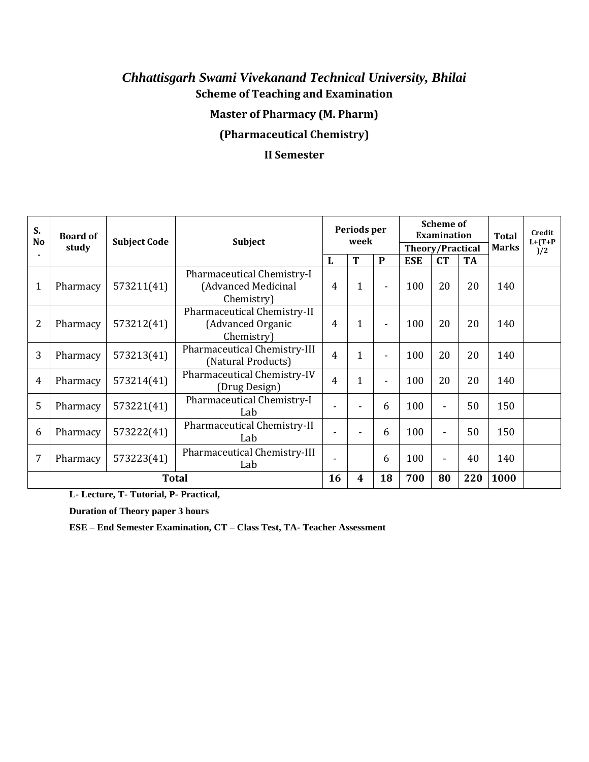# *Chhattisgarh Swami Vivekanand Technical University, Bhilai*

## Scheme of Teaching and Examination

## Master of Pharmacy (M. Pharm)

## (Pharmaceutical Chemistry)

## II Semester

| S. No. | Board of study | Subject Code | Subject | Periods per week | | | Scheme of Examination | | | Total Marks | Credit L+(T+P)/2 |
|---|---|---|---|---|---|---|---|---|---|---|---|
| | | | | | | | Theory/Practical | | | | |
| | | | | L | T | P | ESE | CT | TA | | |
| 1 | Pharmacy | 573211(41) | Pharmaceutical Chemistry-I (Advanced Medicinal Chemistry) | 4 | 1 | - | 100 | 20 | 20 | 140 | |
| 2 | Pharmacy | 573212(41) | Pharmaceutical Chemistry-II (Advanced Organic Chemistry) | 4 | 1 | - | 100 | 20 | 20 | 140 | |
| 3 | Pharmacy | 573213(41) | Pharmaceutical Chemistry-III (Natural Products) | 4 | 1 | - | 100 | 20 | 20 | 140 | |
| 4 | Pharmacy | 573214(41) | Pharmaceutical Chemistry-IV (Drug Design) | 4 | 1 | - | 100 | 20 | 20 | 140 | |
| 5 | Pharmacy | 573221(41) | Pharmaceutical Chemistry-I Lab | - | - | 6 | 100 | - | 50 | 150 | |
| 6 | Pharmacy | 573222(41) | Pharmaceutical Chemistry-II Lab | - | - | 6 | 100 | - | 50 | 150 | |
| 7 | Pharmacy | 573223(41) | Pharmaceutical Chemistry-III Lab | - | | 6 | 100 | - | 40 | 140 | |
| **Total** | | | | **16** | **4** | **18** | **700** | **80** | **220** | **1000** | |

**L- Lecture, T- Tutorial, P- Practical,**

**Duration of Theory paper 3 hours**

**ESE – End Semester Examination, CT – Class Test, TA- Teacher Assessment**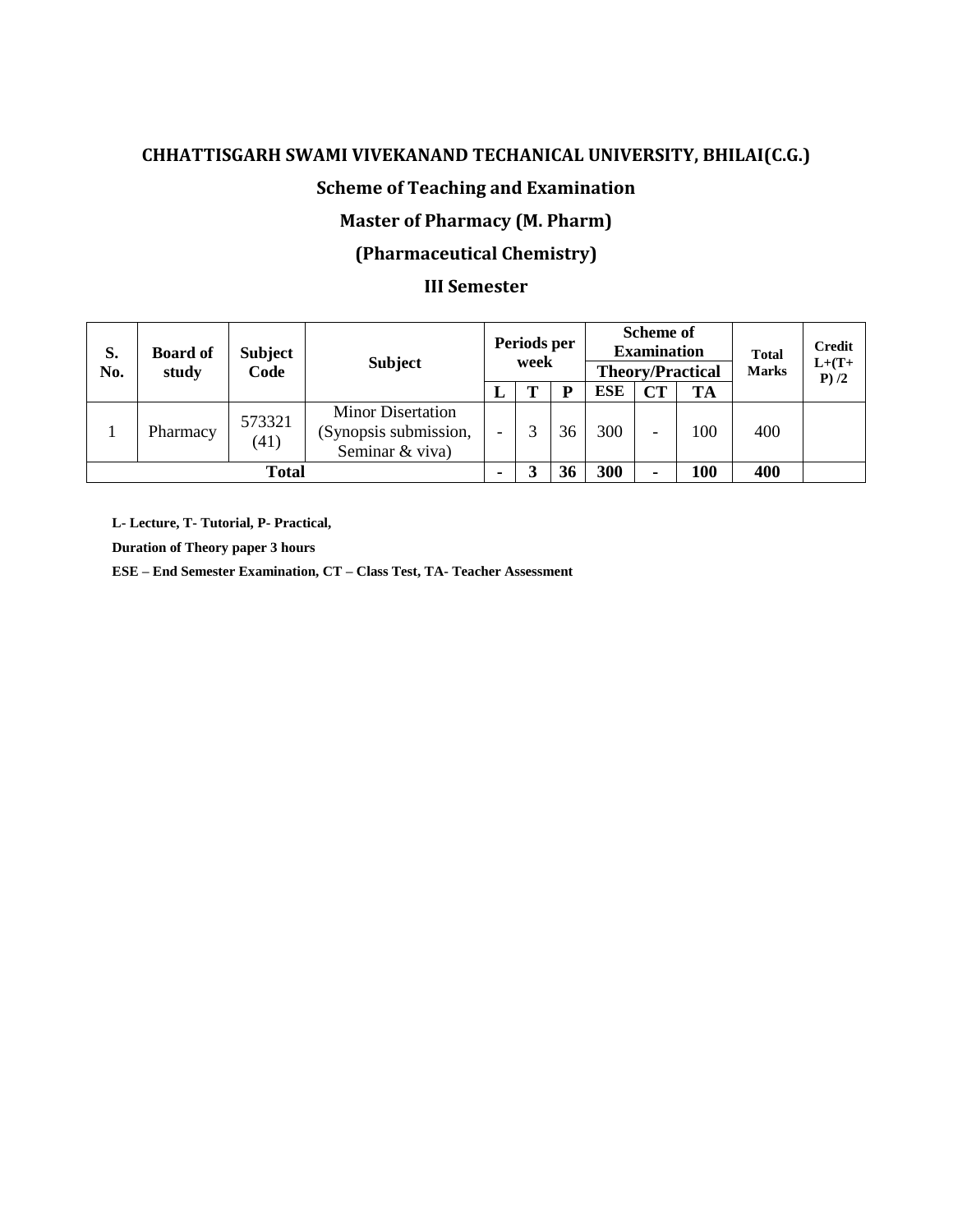**CHHATTISGARH SWAMI VIVEKANAND TECHANICAL UNIVERSITY, BHILAI(C.G.)**

**Scheme of Teaching and Examination**

**Master of Pharmacy (M. Pharm)**

**(Pharmaceutical Chemistry)**

**III Semester**

| S. No. | Board of study | Subject Code | Subject | Periods per week | | | Scheme of Examination | | | Total Marks | Credit L+(T+P) /2 |
|---|---|---|---|---|---|---|---|---|---|---|---|
| | | | | | | | Theory/Practical | | | | |
| | | | | L | T | P | ESE | CT | TA | | |
| 1 | Pharmacy | 573321 (41) | Minor Disertation (Synopsis submission, Seminar & viva) | - | 3 | 36 | 300 | - | 100 | 400 | |
| **Total** | | | | **-** | **3** | **36** | **300** | **-** | **100** | **400** | |

**L- Lecture, T- Tutorial, P- Practical,**

**Duration of Theory paper 3 hours**

**ESE – End Semester Examination, CT – Class Test, TA- Teacher Assessment**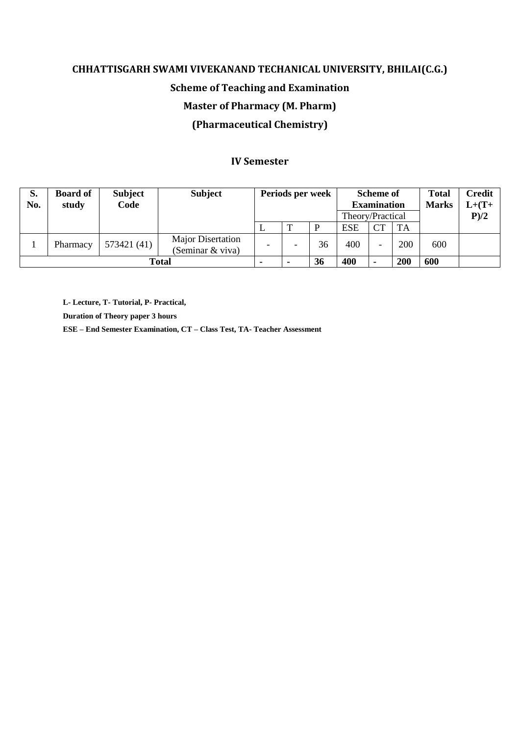# CHHATTISGARH SWAMI VIVEKANAND TECHANICAL UNIVERSITY, BHILAI(C.G.)

## Scheme of Teaching and Examination

## Master of Pharmacy (M. Pharm)

## (Pharmaceutical Chemistry)

### IV Semester

| S. No. | Board of study | Subject Code | Subject | Periods per week | | | Scheme of Examination Theory/Practical | | | Total Marks | Credit L+(T+P)/2 |
|---|---|---|---|---|---|---|---|---|---|---|---|
| | | | | L | T | P | ESE | CT | TA | | |
| 1 | Pharmacy | 573421 (41) | Major Disertation (Seminar & viva) | - | - | 36 | 400 | - | 200 | 600 | |
| **Total** | | | | **-** | **-** | **36** | **400** | **-** | **200** | **600** | |

**L- Lecture, T- Tutorial, P- Practical,**

**Duration of Theory paper 3 hours**

**ESE – End Semester Examination, CT – Class Test, TA- Teacher Assessment**